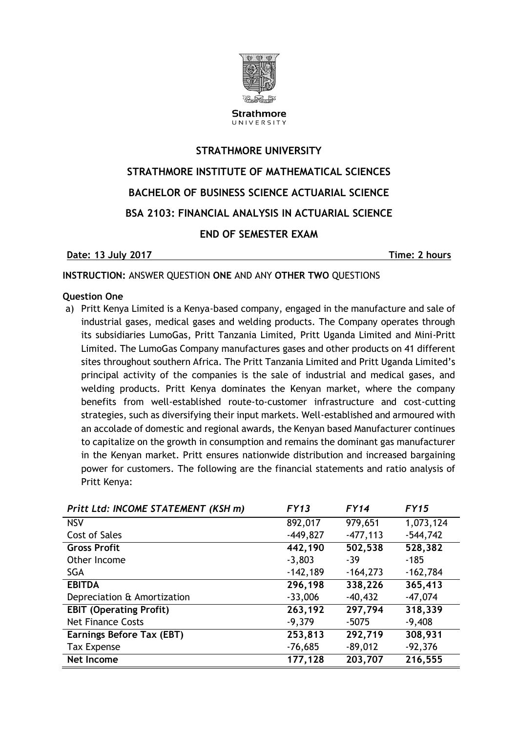Strathmore
UNIVERSITY

**STRATHMORE UNIVERSITY**

**STRATHMORE INSTITUTE OF MATHEMATICAL SCIENCES**

**BACHELOR OF BUSINESS SCIENCE ACTUARIAL SCIENCE**

**BSA 2103: FINANCIAL ANALYSIS IN ACTUARIAL SCIENCE**

**END OF SEMESTER EXAM**

**Date: 13 July 2017** **Time: 2 hours**

**INSTRUCTION:** ANSWER QUESTION **ONE** AND ANY **OTHER TWO** QUESTIONS

**Question One**

a) Pritt Kenya Limited is a Kenya-based company, engaged in the manufacture and sale of industrial gases, medical gases and welding products. The Company operates through its subsidiaries LumoGas, Pritt Tanzania Limited, Pritt Uganda Limited and Mini-Pritt Limited. The LumoGas Company manufactures gases and other products on 41 different sites throughout southern Africa. The Pritt Tanzania Limited and Pritt Uganda Limited's principal activity of the companies is the sale of industrial and medical gases, and welding products. Pritt Kenya dominates the Kenyan market, where the company benefits from well-established route-to-customer infrastructure and cost-cutting strategies, such as diversifying their input markets. Well-established and armoured with an accolade of domestic and regional awards, the Kenyan based Manufacturer continues to capitalize on the growth in consumption and remains the dominant gas manufacturer in the Kenyan market. Pritt ensures nationwide distribution and increased bargaining power for customers. The following are the financial statements and ratio analysis of Pritt Kenya:

| *Pritt Ltd: INCOME STATEMENT (KSH m)* | *FY13* | *FY14* | *FY15* |
|---|---|---|---|
| NSV | 892,017 | 979,651 | 1,073,124 |
| Cost of Sales | -449,827 | -477,113 | -544,742 |
| **Gross Profit** | **442,190** | **502,538** | **528,382** |
| Other Income | -3,803 | -39 | -185 |
| SGA | -142,189 | -164,273 | -162,784 |
| **EBITDA** | **296,198** | **338,226** | **365,413** |
| Depreciation & Amortization | -33,006 | -40,432 | -47,074 |
| **EBIT (Operating Profit)** | **263,192** | **297,794** | **318,339** |
| Net Finance Costs | -9,379 | -5075 | -9,408 |
| **Earnings Before Tax (EBT)** | **253,813** | **292,719** | **308,931** |
| Tax Expense | -76,685 | -89,012 | -92,376 |
| **Net Income** | **177,128** | **203,707** | **216,555** |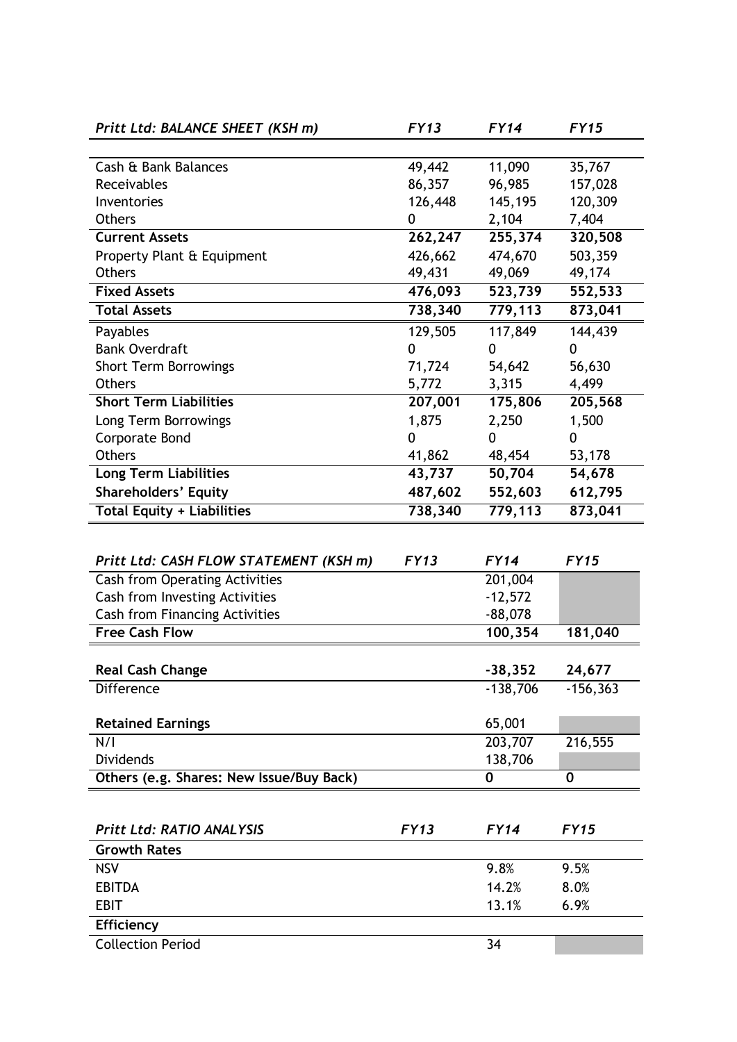| *Pritt Ltd: BALANCE SHEET (KSH m)* | *FY13* | *FY14* | *FY15* |
|---|---|---|---|
| Cash & Bank Balances | 49,442 | 11,090 | 35,767 |
| Receivables | 86,357 | 96,985 | 157,028 |
| Inventories | 126,448 | 145,195 | 120,309 |
| Others | 0 | 2,104 | 7,404 |
| **Current Assets** | **262,247** | **255,374** | **320,508** |
| Property Plant & Equipment | 426,662 | 474,670 | 503,359 |
| Others | 49,431 | 49,069 | 49,174 |
| **Fixed Assets** | **476,093** | **523,739** | **552,533** |
| **Total Assets** | **738,340** | **779,113** | **873,041** |
| Payables | 129,505 | 117,849 | 144,439 |
| Bank Overdraft | 0 | 0 | 0 |
| Short Term Borrowings | 71,724 | 54,642 | 56,630 |
| Others | 5,772 | 3,315 | 4,499 |
| **Short Term Liabilities** | **207,001** | **175,806** | **205,568** |
| Long Term Borrowings | 1,875 | 2,250 | 1,500 |
| Corporate Bond | 0 | 0 | 0 |
| Others | 41,862 | 48,454 | 53,178 |
| **Long Term Liabilities** | **43,737** | **50,704** | **54,678** |
| **Shareholders' Equity** | **487,602** | **552,603** | **612,795** |
| **Total Equity + Liabilities** | **738,340** | **779,113** | **873,041** |

| *Pritt Ltd: CASH FLOW STATEMENT (KSH m)* | *FY13* | *FY14* | *FY15* |
|---|---|---|---|
| Cash from Operating Activities | | 201,004 | |
| Cash from Investing Activities | | -12,572 | |
| Cash from Financing Activities | | -88,078 | |
| **Free Cash Flow** | | **100,354** | **181,040** |
| | | | |
| **Real Cash Change** | | **-38,352** | **24,677** |
| Difference | | -138,706 | -156,363 |
| | | | |
| **Retained Earnings** | | 65,001 | |
| N/I | | 203,707 | 216,555 |
| Dividends | | 138,706 | |
| **Others (e.g. Shares: New Issue/Buy Back)** | | **0** | **0** |

| *Pritt Ltd: RATIO ANALYSIS* | *FY13* | *FY14* | *FY15* |
|---|---|---|---|
| **Growth Rates** | | | |
| NSV | | 9.8% | 9.5% |
| EBITDA | | 14.2% | 8.0% |
| EBIT | | 13.1% | 6.9% |
| **Efficiency** | | | |
| Collection Period | | 34 | |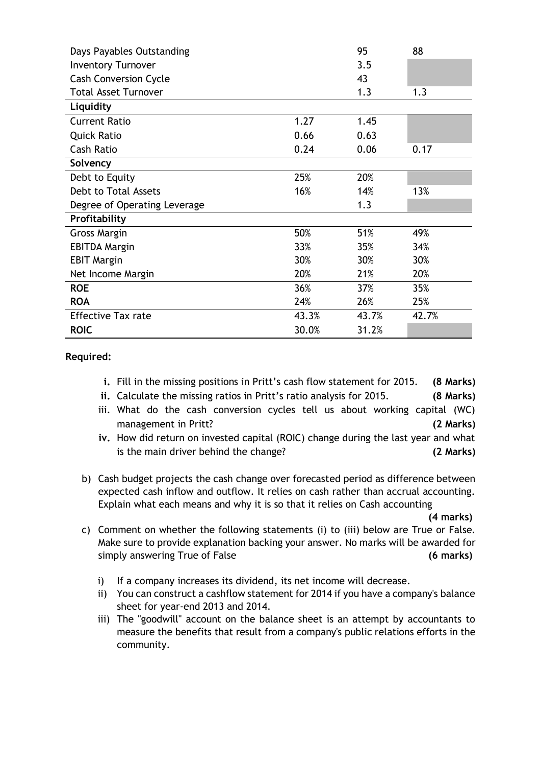| | | | |
|---|---|---|---|
| Days Payables Outstanding | | 95 | 88 |
| Inventory Turnover | | 3.5 | |
| Cash Conversion Cycle | | 43 | |
| Total Asset Turnover | | 1.3 | 1.3 |
| **Liquidity** | | | |
| Current Ratio | 1.27 | 1.45 | |
| Quick Ratio | 0.66 | 0.63 | |
| Cash Ratio | 0.24 | 0.06 | 0.17 |
| **Solvency** | | | |
| Debt to Equity | 25% | 20% | |
| Debt to Total Assets | 16% | 14% | 13% |
| Degree of Operating Leverage | | 1.3 | |
| **Profitability** | | | |
| Gross Margin | 50% | 51% | 49% |
| EBITDA Margin | 33% | 35% | 34% |
| EBIT Margin | 30% | 30% | 30% |
| Net Income Margin | 20% | 21% | 20% |
| **ROE** | 36% | 37% | 35% |
| **ROA** | 24% | 26% | 25% |
| Effective Tax rate | 43.3% | 43.7% | 42.7% |
| **ROIC** | 30.0% | 31.2% | |

**Required:**

- **i.** Fill in the missing positions in Pritt's cash flow statement for 2015. **(8 Marks)**
- **ii.** Calculate the missing ratios in Pritt's ratio analysis for 2015. **(8 Marks)**
- iii. What do the cash conversion cycles tell us about working capital (WC) management in Pritt? **(2 Marks)**
- **iv.** How did return on invested capital (ROIC) change during the last year and what is the main driver behind the change? **(2 Marks)**

b) Cash budget projects the cash change over forecasted period as difference between expected cash inflow and outflow. It relies on cash rather than accrual accounting. Explain what each means and why it is so that it relies on Cash accounting **(4 marks)**

c) Comment on whether the following statements (i) to (iii) below are True or False. Make sure to provide explanation backing your answer. No marks will be awarded for simply answering True of False **(6 marks)**

i) If a company increases its dividend, its net income will decrease.

ii) You can construct a cashflow statement for 2014 if you have a company's balance sheet for year-end 2013 and 2014.

iii) The "goodwill" account on the balance sheet is an attempt by accountants to measure the benefits that result from a company's public relations efforts in the community.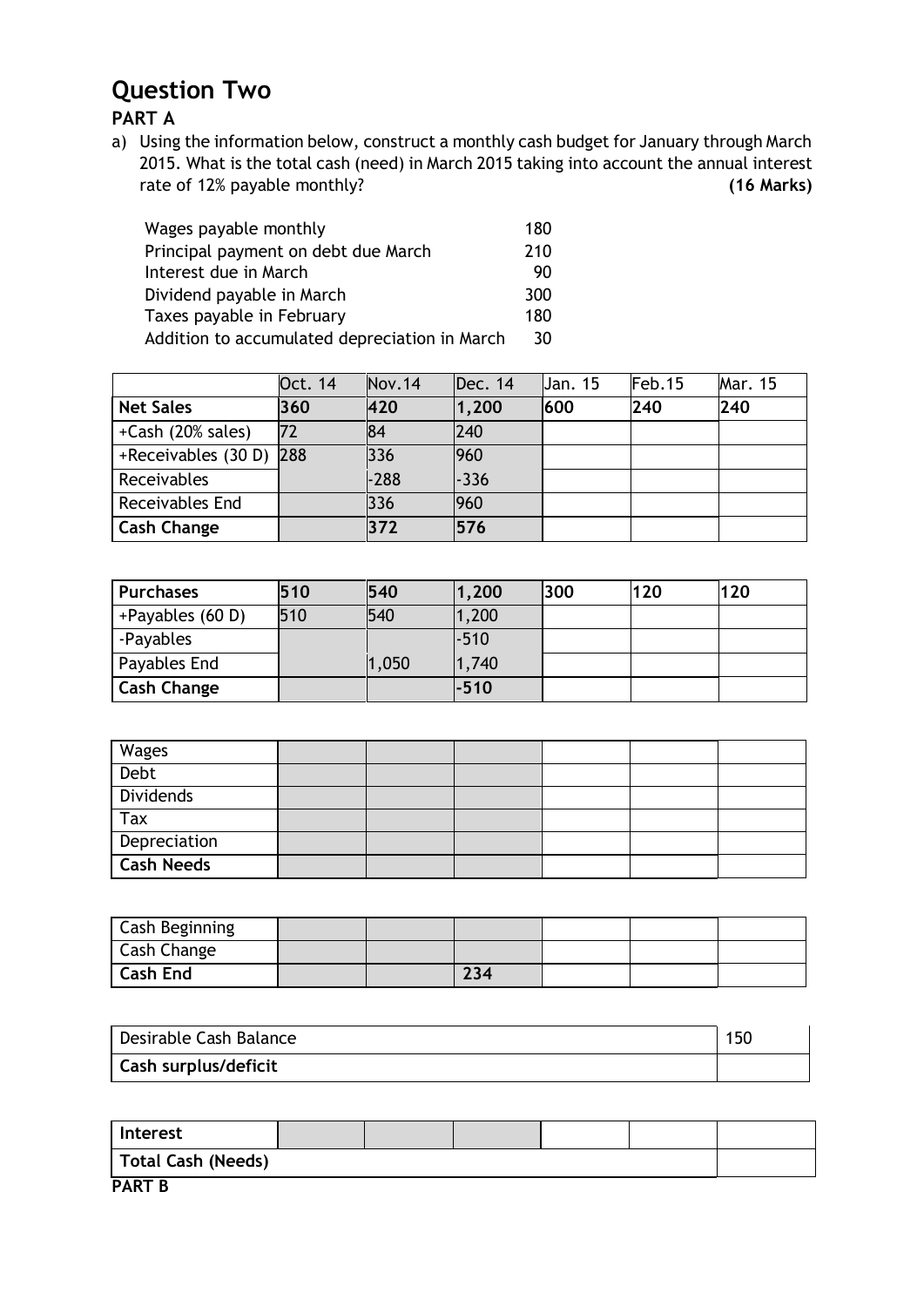# Question Two

## PART A

a) Using the information below, construct a monthly cash budget for January through March 2015. What is the total cash (need) in March 2015 taking into account the annual interest rate of 12% payable monthly? **(16 Marks)**

| | |
|---|---|
| Wages payable monthly | 180 |
| Principal payment on debt due March | 210 |
| Interest due in March | 90 |
| Dividend payable in March | 300 |
| Taxes payable in February | 180 |
| Addition to accumulated depreciation in March | 30 |

| | Oct. 14 | Nov.14 | Dec. 14 | Jan. 15 | Feb.15 | Mar. 15 |
|---|---|---|---|---|---|---|
| **Net Sales** | **360** | **420** | **1,200** | **600** | **240** | **240** |
| +Cash (20% sales) | 72 | 84 | 240 | | | |
| +Receivables (30 D) | 288 | 336 | 960 | | | |
| Receivables | | -288 | -336 | | | |
| Receivables End | | 336 | 960 | | | |
| **Cash Change** | | **372** | **576** | | | |

| | | | | | | |
|---|---|---|---|---|---|---|
| **Purchases** | **510** | **540** | **1,200** | **300** | **120** | **120** |
| +Payables (60 D) | 510 | 540 | 1,200 | | | |
| -Payables | | | -510 | | | |
| Payables End | | 1,050 | 1,740 | | | |
| **Cash Change** | | | **-510** | | | |

| | | | | | | |
|---|---|---|---|---|---|---|
| Wages | | | | | | |
| Debt | | | | | | |
| Dividends | | | | | | |
| Tax | | | | | | |
| Depreciation | | | | | | |
| **Cash Needs** | | | | | | |

| | | | | | | |
|---|---|---|---|---|---|---|
| Cash Beginning | | | | | | |
| Cash Change | | | | | | |
| **Cash End** | | | **234** | | | |

| | |
|---|---|
| Desirable Cash Balance | 150 |
| **Cash surplus/deficit** | |

| | | | | | | |
|---|---|---|---|---|---|---|
| **Interest** | | | | | | |
| **Total Cash (Needs)** | | | | | | |

## PART B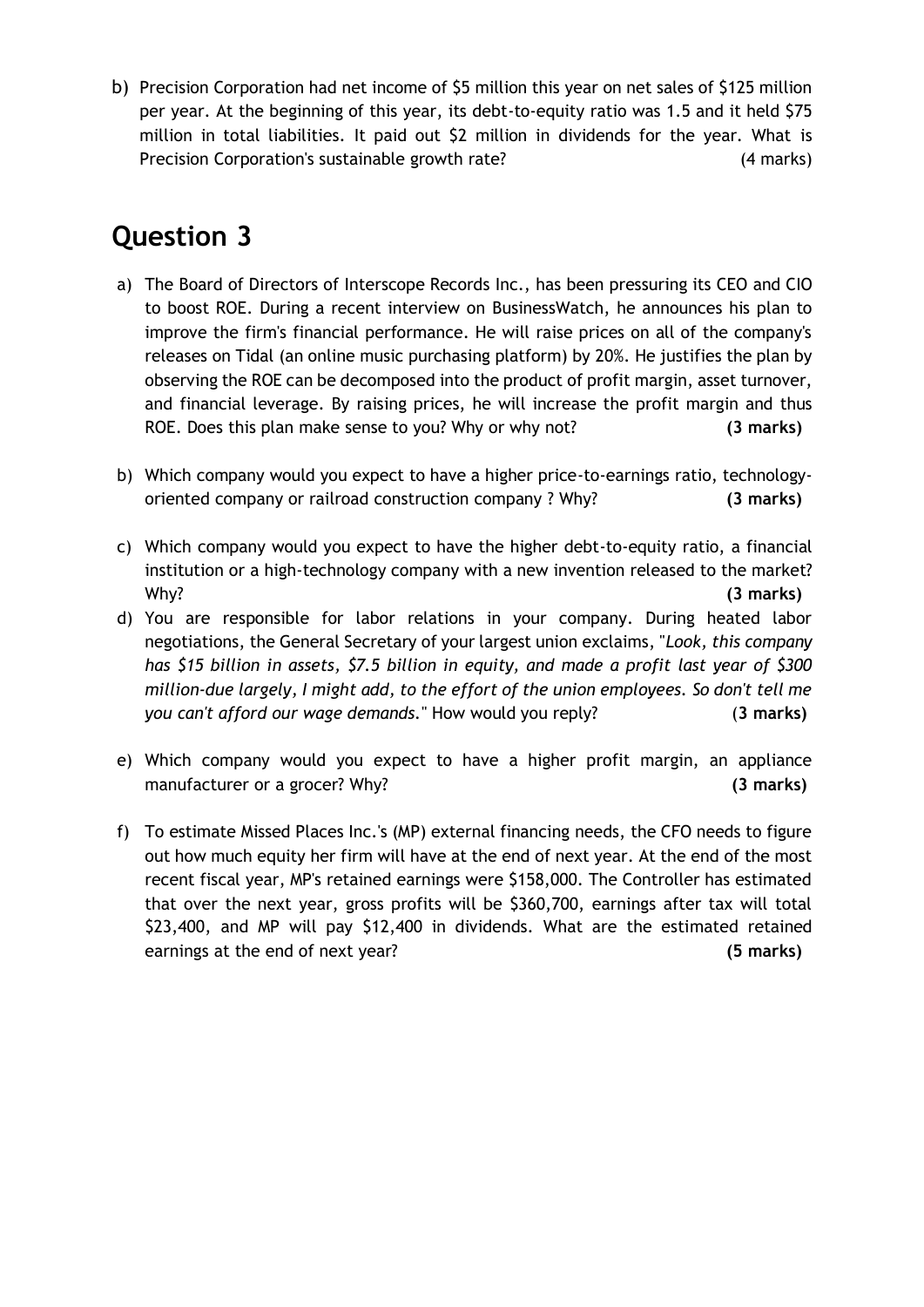b) Precision Corporation had net income of $5 million this year on net sales of $125 million per year. At the beginning of this year, its debt-to-equity ratio was 1.5 and it held $75 million in total liabilities. It paid out $2 million in dividends for the year. What is Precision Corporation's sustainable growth rate? (4 marks)

## Question 3

a) The Board of Directors of Interscope Records Inc., has been pressuring its CEO and CIO to boost ROE. During a recent interview on BusinessWatch, he announces his plan to improve the firm's financial performance. He will raise prices on all of the company's releases on Tidal (an online music purchasing platform) by 20%. He justifies the plan by observing the ROE can be decomposed into the product of profit margin, asset turnover, and financial leverage. By raising prices, he will increase the profit margin and thus ROE. Does this plan make sense to you? Why or why not? **(3 marks)**

b) Which company would you expect to have a higher price-to-earnings ratio, technology-oriented company or railroad construction company ? Why? **(3 marks)**

c) Which company would you expect to have the higher debt-to-equity ratio, a financial institution or a high-technology company with a new invention released to the market? Why? **(3 marks)**

d) You are responsible for labor relations in your company. During heated labor negotiations, the General Secretary of your largest union exclaims, "*Look, this company has $15 billion in assets, $7.5 billion in equity, and made a profit last year of $300 million-due largely, I might add, to the effort of the union employees. So don't tell me you can't afford our wage demands.*" How would you reply? (**3 marks)**

e) Which company would you expect to have a higher profit margin, an appliance manufacturer or a grocer? Why? **(3 marks)**

f) To estimate Missed Places Inc.'s (MP) external financing needs, the CFO needs to figure out how much equity her firm will have at the end of next year. At the end of the most recent fiscal year, MP's retained earnings were $158,000. The Controller has estimated that over the next year, gross profits will be $360,700, earnings after tax will total $23,400, and MP will pay $12,400 in dividends. What are the estimated retained earnings at the end of next year? **(5 marks)**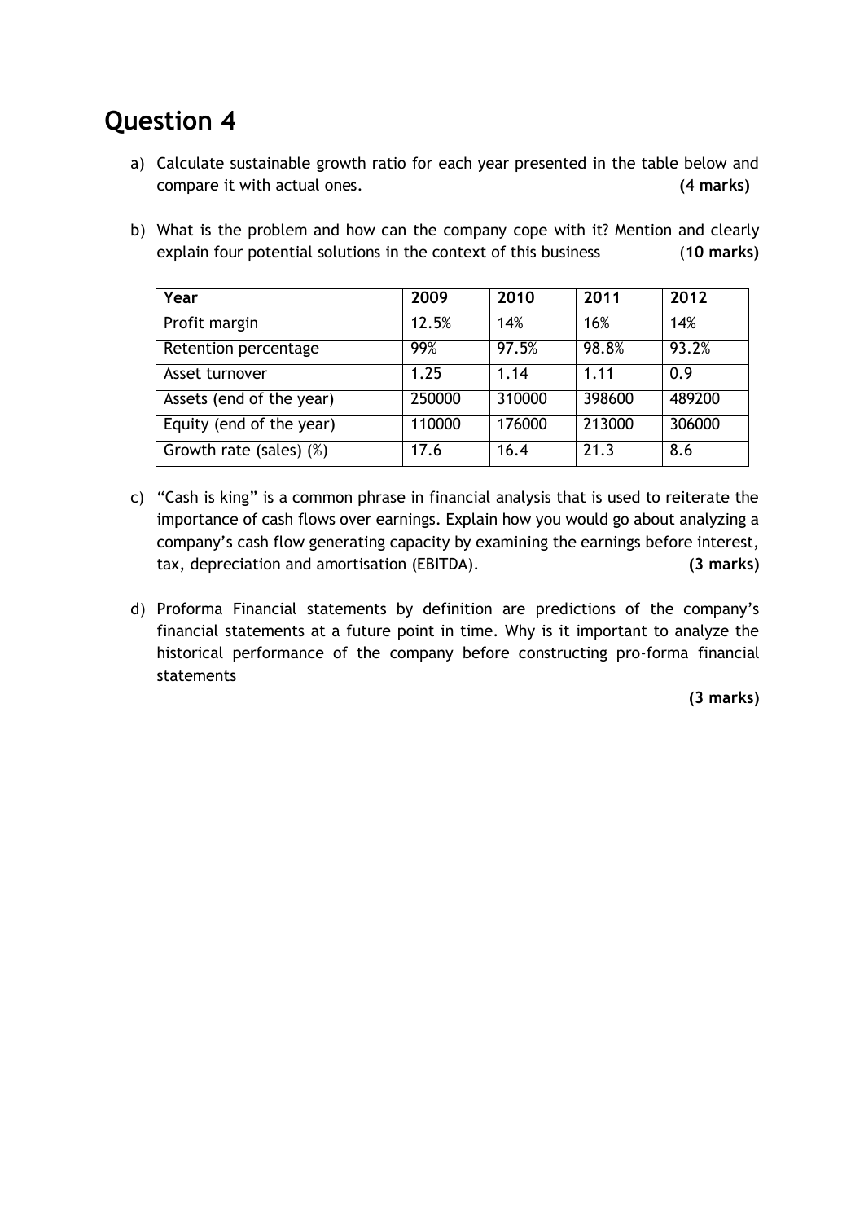# Question 4

a) Calculate sustainable growth ratio for each year presented in the table below and compare it with actual ones. **(4 marks)**

b) What is the problem and how can the company cope with it? Mention and clearly explain four potential solutions in the context of this business (**10 marks)**

| Year | 2009 | 2010 | 2011 | 2012 |
| --- | --- | --- | --- | --- |
| Profit margin | 12.5% | 14% | 16% | 14% |
| Retention percentage | 99% | 97.5% | 98.8% | 93.2% |
| Asset turnover | 1.25 | 1.14 | 1.11 | 0.9 |
| Assets (end of the year) | 250000 | 310000 | 398600 | 489200 |
| Equity (end of the year) | 110000 | 176000 | 213000 | 306000 |
| Growth rate (sales) (%) | 17.6 | 16.4 | 21.3 | 8.6 |

c) "Cash is king" is a common phrase in financial analysis that is used to reiterate the importance of cash flows over earnings. Explain how you would go about analyzing a company's cash flow generating capacity by examining the earnings before interest, tax, depreciation and amortisation (EBITDA). **(3 marks)**

d) Proforma Financial statements by definition are predictions of the company's financial statements at a future point in time. Why is it important to analyze the historical performance of the company before constructing pro-forma financial statements

**(3 marks)**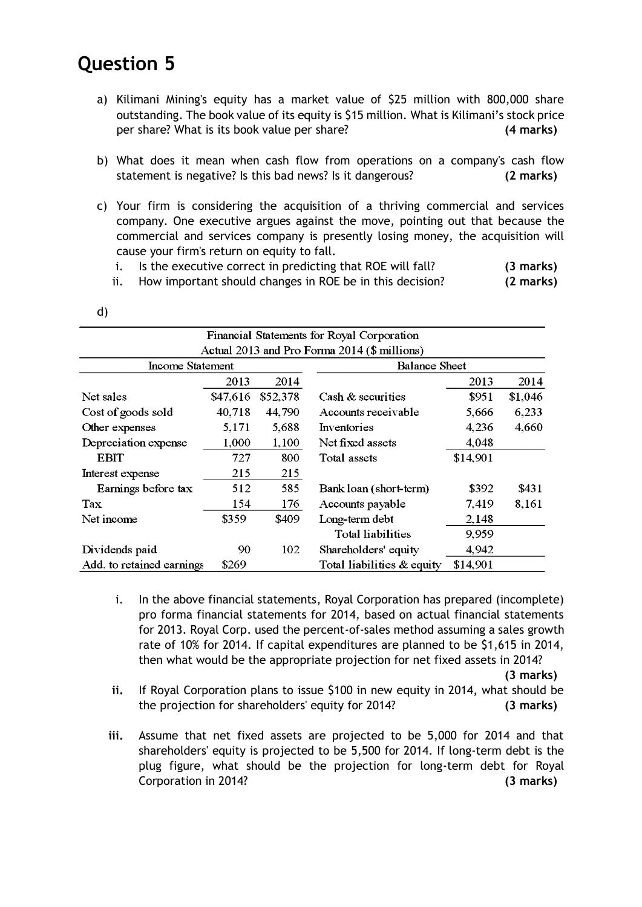# Question 5

a) Kilimani Mining's equity has a market value of $25 million with 800,000 share outstanding. The book value of its equity is $15 million. What is Kilimani's stock price per share? What is its book value per share? **(4 marks)**

b) What does it mean when cash flow from operations on a company's cash flow statement is negative? Is this bad news? Is it dangerous? **(2 marks)**

c) Your firm is considering the acquisition of a thriving commercial and services company. One executive argues against the move, pointing out that because the commercial and services company is presently losing money, the acquisition will cause your firm's return on equity to fall.

   i. Is the executive correct in predicting that ROE will fall? **(3 marks)**

   ii. How important should changes in ROE be in this decision? **(2 marks)**

d)

Financial Statements for Royal Corporation
Actual 2013 and Pro Forma 2014 ($ millions)

| Income Statement | 2013 | 2014 | Balance Sheet | 2013 | 2014 |
|---|---|---|---|---|---|
| Net sales | $47,616 | $52,378 | Cash & securities | $951 | $1,046 |
| Cost of goods sold | 40,718 | 44,790 | Accounts receivable | 5,666 | 6,233 |
| Other expenses | 5,171 | 5,688 | Inventories | 4,236 | 4,660 |
| Depreciation expense | 1,000 | 1,100 | Net fixed assets | 4,048 | |
| EBIT | 727 | 800 | Total assets | $14,901 | |
| Interest expense | 215 | 215 | | | |
| Earnings before tax | 512 | 585 | Bank loan (short-term) | $392 | $431 |
| Tax | 154 | 176 | Accounts payable | 7,419 | 8,161 |
| Net income | $359 | $409 | Long-term debt | 2,148 | |
| | | | Total liabilities | 9,959 | |
| Dividends paid | 90 | 102 | Shareholders' equity | 4,942 | |
| Add. to retained earnings | $269 | | Total liabilities & equity | $14,901 | |

i. In the above financial statements, Royal Corporation has prepared (incomplete) pro forma financial statements for 2014, based on actual financial statements for 2013. Royal Corp. used the percent-of-sales method assuming a sales growth rate of 10% for 2014. If capital expenditures are planned to be $1,615 in 2014, then what would be the appropriate projection for net fixed assets in 2014? **(3 marks)**

ii. If Royal Corporation plans to issue $100 in new equity in 2014, what should be the projection for shareholders' equity for 2014? **(3 marks)**

iii. Assume that net fixed assets are projected to be 5,000 for 2014 and that shareholders' equity is projected to be 5,500 for 2014. If long-term debt is the plug figure, what should be the projection for long-term debt for Royal Corporation in 2014? **(3 marks)**